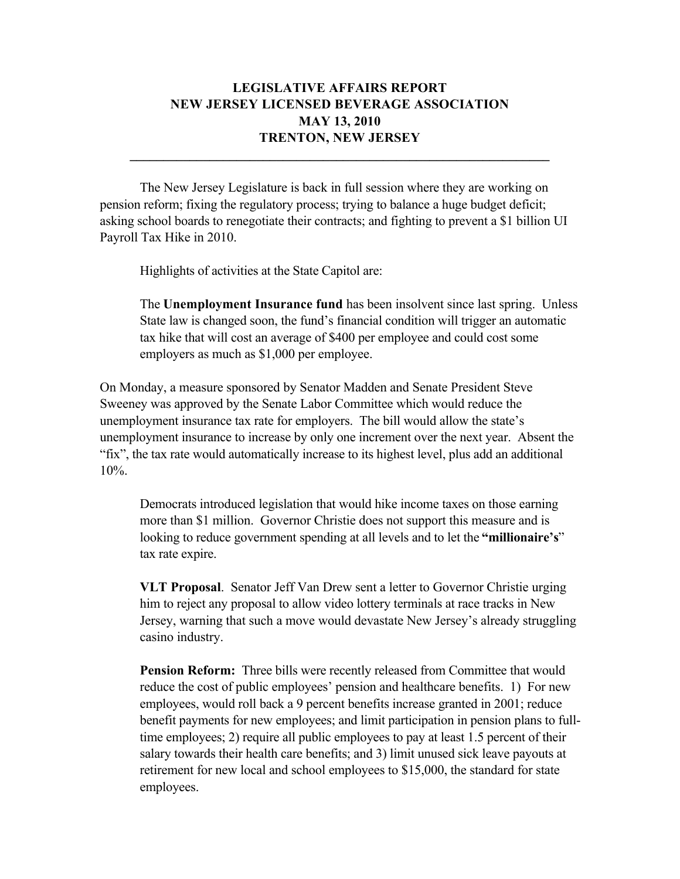# LEGISLATIVE AFFAIRS REPORT
# NEW JERSEY LICENSED BEVERAGE ASSOCIATION
# MAY 13, 2010
# TRENTON, NEW JERSEY

---

The New Jersey Legislature is back in full session where they are working on pension reform; fixing the regulatory process; trying to balance a huge budget deficit; asking school boards to renegotiate their contracts; and fighting to prevent a $1 billion UI Payroll Tax Hike in 2010.

Highlights of activities at the State Capitol are:

The **Unemployment Insurance fund** has been insolvent since last spring. Unless State law is changed soon, the fund's financial condition will trigger an automatic tax hike that will cost an average of $400 per employee and could cost some employers as much as $1,000 per employee.

On Monday, a measure sponsored by Senator Madden and Senate President Steve Sweeney was approved by the Senate Labor Committee which would reduce the unemployment insurance tax rate for employers. The bill would allow the state's unemployment insurance to increase by only one increment over the next year. Absent the "fix", the tax rate would automatically increase to its highest level, plus add an additional 10%.

Democrats introduced legislation that would hike income taxes on those earning more than $1 million. Governor Christie does not support this measure and is looking to reduce government spending at all levels and to let the **"millionaire's"** tax rate expire.

**VLT Proposal**. Senator Jeff Van Drew sent a letter to Governor Christie urging him to reject any proposal to allow video lottery terminals at race tracks in New Jersey, warning that such a move would devastate New Jersey's already struggling casino industry.

**Pension Reform:** Three bills were recently released from Committee that would reduce the cost of public employees' pension and healthcare benefits. 1) For new employees, would roll back a 9 percent benefits increase granted in 2001; reduce benefit payments for new employees; and limit participation in pension plans to full-time employees; 2) require all public employees to pay at least 1.5 percent of their salary towards their health care benefits; and 3) limit unused sick leave payouts at retirement for new local and school employees to $15,000, the standard for state employees.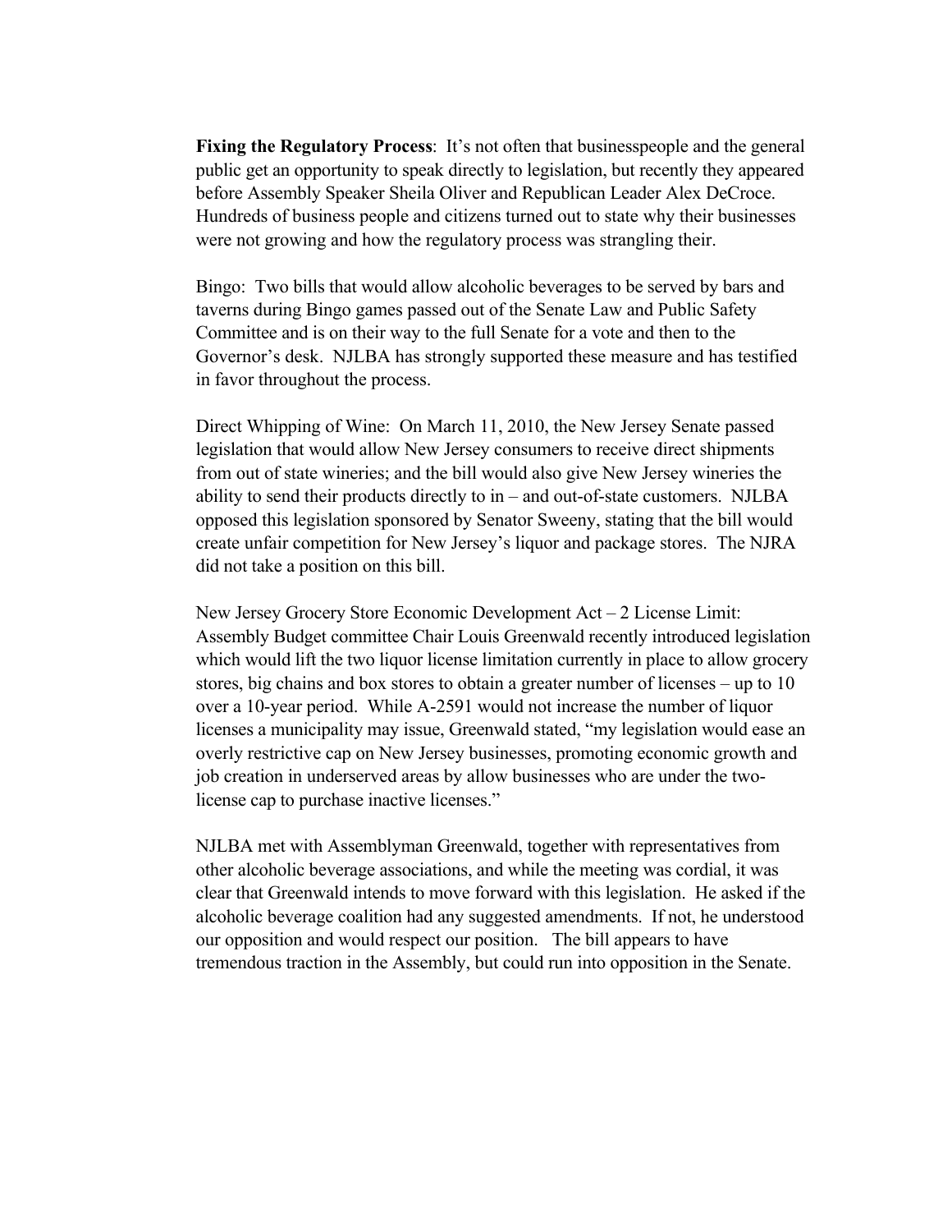**Fixing the Regulatory Process**: It's not often that businesspeople and the general public get an opportunity to speak directly to legislation, but recently they appeared before Assembly Speaker Sheila Oliver and Republican Leader Alex DeCroce. Hundreds of business people and citizens turned out to state why their businesses were not growing and how the regulatory process was strangling their.

Bingo: Two bills that would allow alcoholic beverages to be served by bars and taverns during Bingo games passed out of the Senate Law and Public Safety Committee and is on their way to the full Senate for a vote and then to the Governor's desk. NJLBA has strongly supported these measure and has testified in favor throughout the process.

Direct Whipping of Wine: On March 11, 2010, the New Jersey Senate passed legislation that would allow New Jersey consumers to receive direct shipments from out of state wineries; and the bill would also give New Jersey wineries the ability to send their products directly to in – and out-of-state customers. NJLBA opposed this legislation sponsored by Senator Sweeny, stating that the bill would create unfair competition for New Jersey's liquor and package stores. The NJRA did not take a position on this bill.

New Jersey Grocery Store Economic Development Act – 2 License Limit: Assembly Budget committee Chair Louis Greenwald recently introduced legislation which would lift the two liquor license limitation currently in place to allow grocery stores, big chains and box stores to obtain a greater number of licenses – up to 10 over a 10-year period. While A-2591 would not increase the number of liquor licenses a municipality may issue, Greenwald stated, "my legislation would ease an overly restrictive cap on New Jersey businesses, promoting economic growth and job creation in underserved areas by allow businesses who are under the two-license cap to purchase inactive licenses."

NJLBA met with Assemblyman Greenwald, together with representatives from other alcoholic beverage associations, and while the meeting was cordial, it was clear that Greenwald intends to move forward with this legislation. He asked if the alcoholic beverage coalition had any suggested amendments. If not, he understood our opposition and would respect our position. The bill appears to have tremendous traction in the Assembly, but could run into opposition in the Senate.